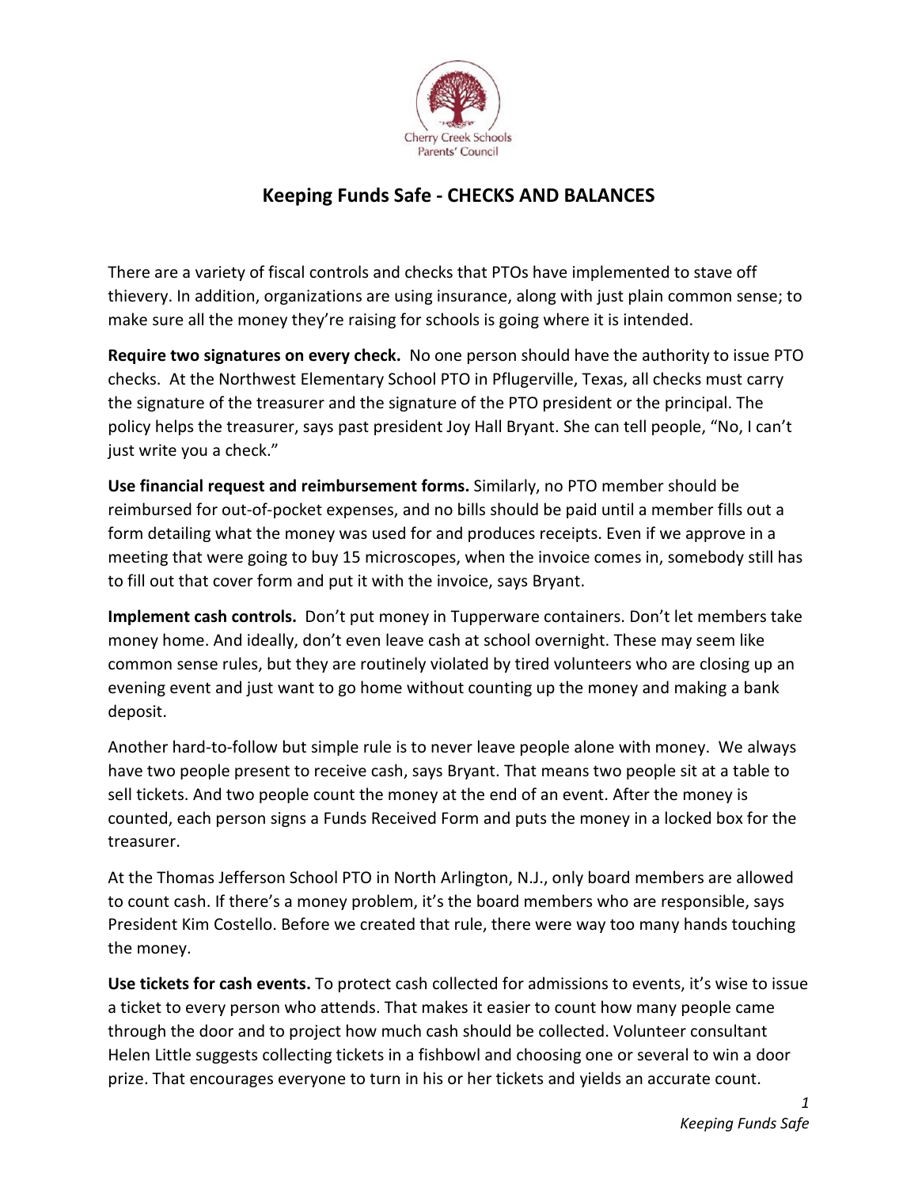Cherry Creek Schools Parents' Council

# Keeping Funds Safe - CHECKS AND BALANCES

There are a variety of fiscal controls and checks that PTOs have implemented to stave off thievery. In addition, organizations are using insurance, along with just plain common sense; to make sure all the money they're raising for schools is going where it is intended.

**Require two signatures on every check.** No one person should have the authority to issue PTO checks. At the Northwest Elementary School PTO in Pflugerville, Texas, all checks must carry the signature of the treasurer and the signature of the PTO president or the principal. The policy helps the treasurer, says past president Joy Hall Bryant. She can tell people, "No, I can't just write you a check."

**Use financial request and reimbursement forms.** Similarly, no PTO member should be reimbursed for out-of-pocket expenses, and no bills should be paid until a member fills out a form detailing what the money was used for and produces receipts. Even if we approve in a meeting that were going to buy 15 microscopes, when the invoice comes in, somebody still has to fill out that cover form and put it with the invoice, says Bryant.

**Implement cash controls.** Don't put money in Tupperware containers. Don't let members take money home. And ideally, don't even leave cash at school overnight. These may seem like common sense rules, but they are routinely violated by tired volunteers who are closing up an evening event and just want to go home without counting up the money and making a bank deposit.

Another hard-to-follow but simple rule is to never leave people alone with money. We always have two people present to receive cash, says Bryant. That means two people sit at a table to sell tickets. And two people count the money at the end of an event. After the money is counted, each person signs a Funds Received Form and puts the money in a locked box for the treasurer.

At the Thomas Jefferson School PTO in North Arlington, N.J., only board members are allowed to count cash. If there's a money problem, it's the board members who are responsible, says President Kim Costello. Before we created that rule, there were way too many hands touching the money.

**Use tickets for cash events.** To protect cash collected for admissions to events, it's wise to issue a ticket to every person who attends. That makes it easier to count how many people came through the door and to project how much cash should be collected. Volunteer consultant Helen Little suggests collecting tickets in a fishbowl and choosing one or several to win a door prize. That encourages everyone to turn in his or her tickets and yields an accurate count.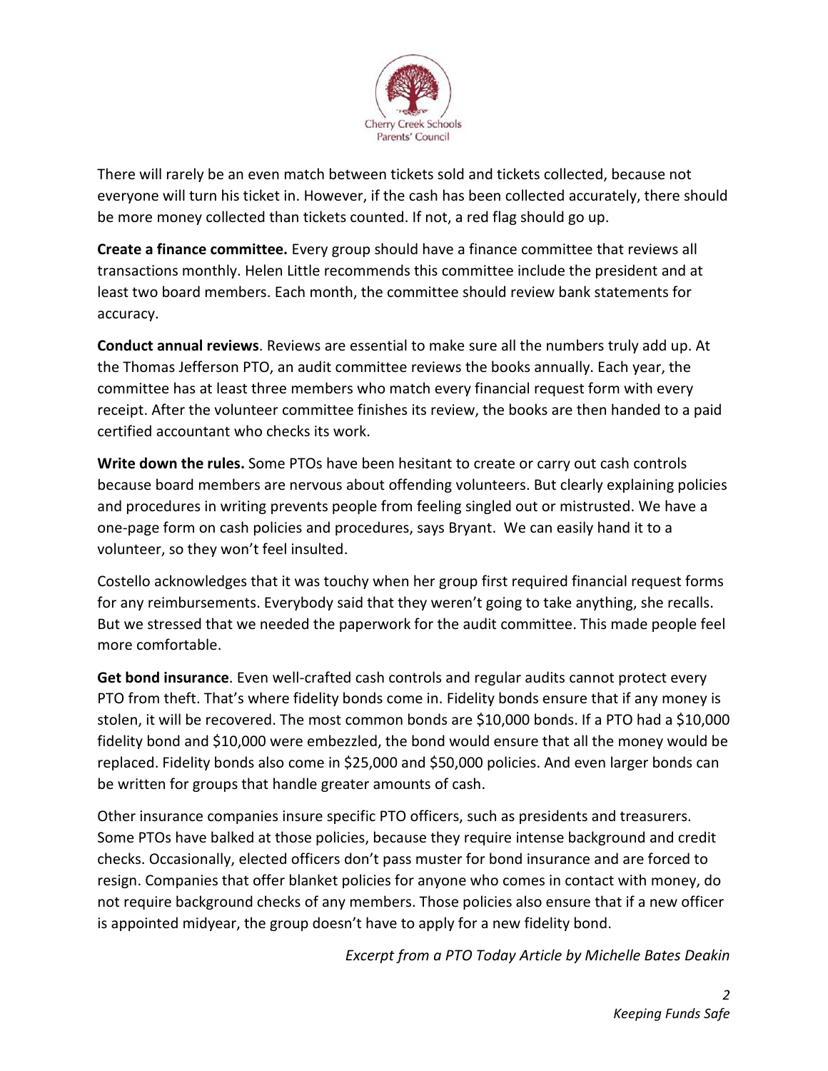There will rarely be an even match between tickets sold and tickets collected, because not everyone will turn his ticket in. However, if the cash has been collected accurately, there should be more money collected than tickets counted. If not, a red flag should go up.

**Create a finance committee.** Every group should have a finance committee that reviews all transactions monthly. Helen Little recommends this committee include the president and at least two board members. Each month, the committee should review bank statements for accuracy.

**Conduct annual reviews**. Reviews are essential to make sure all the numbers truly add up. At the Thomas Jefferson PTO, an audit committee reviews the books annually. Each year, the committee has at least three members who match every financial request form with every receipt. After the volunteer committee finishes its review, the books are then handed to a paid certified accountant who checks its work.

**Write down the rules.** Some PTOs have been hesitant to create or carry out cash controls because board members are nervous about offending volunteers. But clearly explaining policies and procedures in writing prevents people from feeling singled out or mistrusted. We have a one-page form on cash policies and procedures, says Bryant. We can easily hand it to a volunteer, so they won't feel insulted.

Costello acknowledges that it was touchy when her group first required financial request forms for any reimbursements. Everybody said that they weren't going to take anything, she recalls. But we stressed that we needed the paperwork for the audit committee. This made people feel more comfortable.

**Get bond insurance**. Even well-crafted cash controls and regular audits cannot protect every PTO from theft. That's where fidelity bonds come in. Fidelity bonds ensure that if any money is stolen, it will be recovered. The most common bonds are \$10,000 bonds. If a PTO had a \$10,000 fidelity bond and \$10,000 were embezzled, the bond would ensure that all the money would be replaced. Fidelity bonds also come in \$25,000 and \$50,000 policies. And even larger bonds can be written for groups that handle greater amounts of cash.

Other insurance companies insure specific PTO officers, such as presidents and treasurers. Some PTOs have balked at those policies, because they require intense background and credit checks. Occasionally, elected officers don't pass muster for bond insurance and are forced to resign. Companies that offer blanket policies for anyone who comes in contact with money, do not require background checks of any members. Those policies also ensure that if a new officer is appointed midyear, the group doesn't have to apply for a new fidelity bond.

*Excerpt from a PTO Today Article by Michelle Bates Deakin*